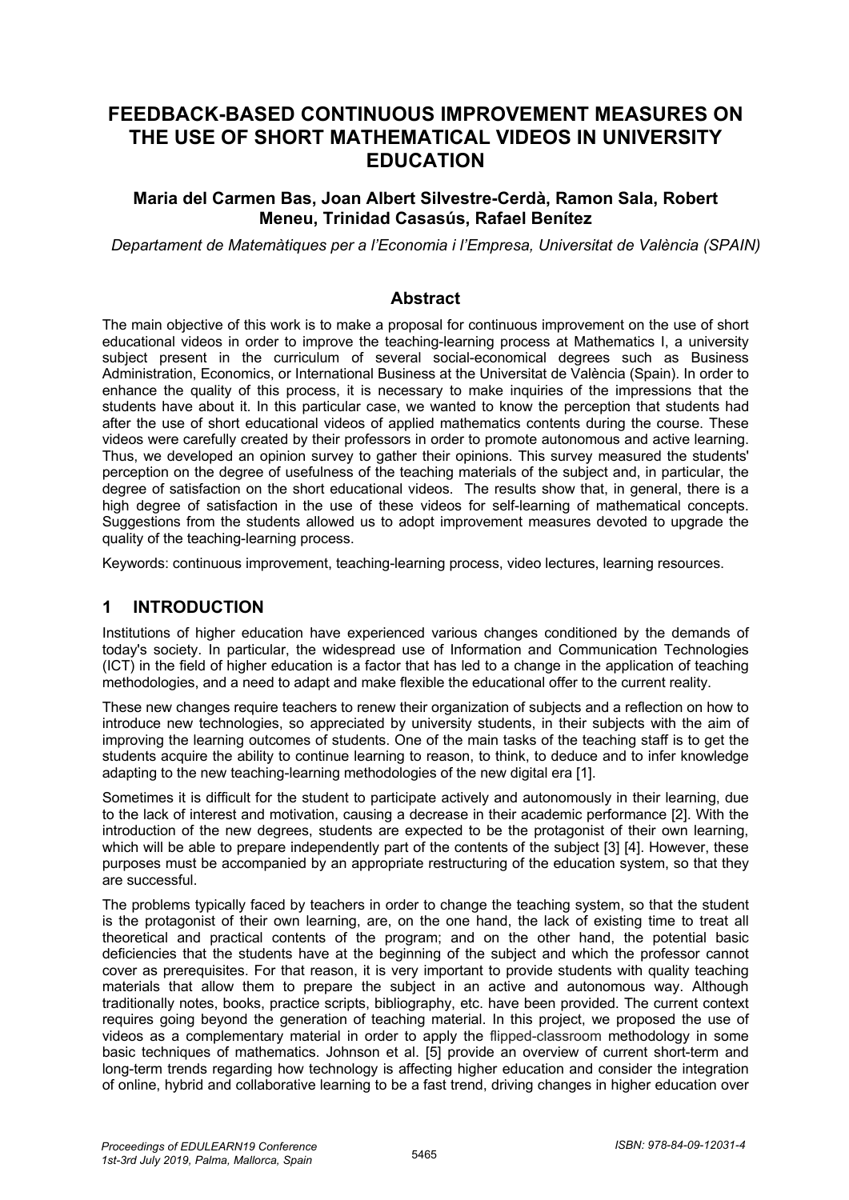# FEEDBACK-BASED CONTINUOUS IMPROVEMENT MEASURES ON THE USE OF SHORT MATHEMATICAL VIDEOS IN UNIVERSITY EDUCATION

**Maria del Carmen Bas, Joan Albert Silvestre-Cerdà, Ramon Sala, Robert Meneu, Trinidad Casasús, Rafael Benítez**

*Departament de Matemàtiques per a l'Economia i l'Empresa, Universitat de València (SPAIN)*

## Abstract

The main objective of this work is to make a proposal for continuous improvement on the use of short educational videos in order to improve the teaching-learning process at Mathematics I, a university subject present in the curriculum of several social-economical degrees such as Business Administration, Economics, or International Business at the Universitat de València (Spain). In order to enhance the quality of this process, it is necessary to make inquiries of the impressions that the students have about it. In this particular case, we wanted to know the perception that students had after the use of short educational videos of applied mathematics contents during the course. These videos were carefully created by their professors in order to promote autonomous and active learning. Thus, we developed an opinion survey to gather their opinions. This survey measured the students' perception on the degree of usefulness of the teaching materials of the subject and, in particular, the degree of satisfaction on the short educational videos. The results show that, in general, there is a high degree of satisfaction in the use of these videos for self-learning of mathematical concepts. Suggestions from the students allowed us to adopt improvement measures devoted to upgrade the quality of the teaching-learning process.

Keywords: continuous improvement, teaching-learning process, video lectures, learning resources.

## 1 INTRODUCTION

Institutions of higher education have experienced various changes conditioned by the demands of today's society. In particular, the widespread use of Information and Communication Technologies (ICT) in the field of higher education is a factor that has led to a change in the application of teaching methodologies, and a need to adapt and make flexible the educational offer to the current reality.

These new changes require teachers to renew their organization of subjects and a reflection on how to introduce new technologies, so appreciated by university students, in their subjects with the aim of improving the learning outcomes of students. One of the main tasks of the teaching staff is to get the students acquire the ability to continue learning to reason, to think, to deduce and to infer knowledge adapting to the new teaching-learning methodologies of the new digital era [1].

Sometimes it is difficult for the student to participate actively and autonomously in their learning, due to the lack of interest and motivation, causing a decrease in their academic performance [2]. With the introduction of the new degrees, students are expected to be the protagonist of their own learning, which will be able to prepare independently part of the contents of the subject [3] [4]. However, these purposes must be accompanied by an appropriate restructuring of the education system, so that they are successful.

The problems typically faced by teachers in order to change the teaching system, so that the student is the protagonist of their own learning, are, on the one hand, the lack of existing time to treat all theoretical and practical contents of the program; and on the other hand, the potential basic deficiencies that the students have at the beginning of the subject and which the professor cannot cover as prerequisites. For that reason, it is very important to provide students with quality teaching materials that allow them to prepare the subject in an active and autonomous way. Although traditionally notes, books, practice scripts, bibliography, etc. have been provided. The current context requires going beyond the generation of teaching material. In this project, we proposed the use of videos as a complementary material in order to apply the flipped-classroom methodology in some basic techniques of mathematics. Johnson et al. [5] provide an overview of current short-term and long-term trends regarding how technology is affecting higher education and consider the integration of online, hybrid and collaborative learning to be a fast trend, driving changes in higher education over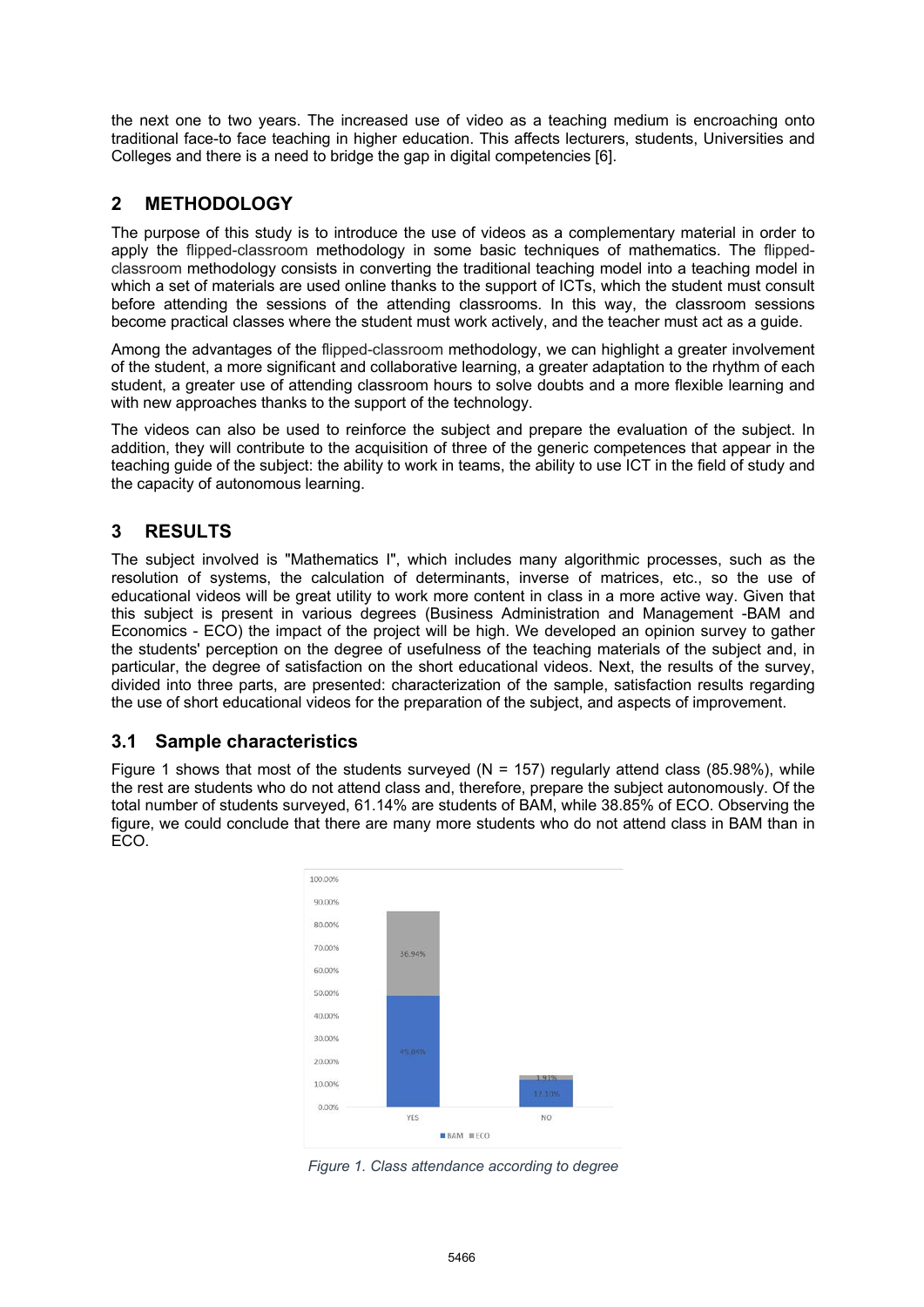the next one to two years. The increased use of video as a teaching medium is encroaching onto traditional face-to face teaching in higher education. This affects lecturers, students, Universities and Colleges and there is a need to bridge the gap in digital competencies [6].

## 2 METHODOLOGY

The purpose of this study is to introduce the use of videos as a complementary material in order to apply the flipped-classroom methodology in some basic techniques of mathematics. The flipped-classroom methodology consists in converting the traditional teaching model into a teaching model in which a set of materials are used online thanks to the support of ICTs, which the student must consult before attending the sessions of the attending classrooms. In this way, the classroom sessions become practical classes where the student must work actively, and the teacher must act as a guide.

Among the advantages of the flipped-classroom methodology, we can highlight a greater involvement of the student, a more significant and collaborative learning, a greater adaptation to the rhythm of each student, a greater use of attending classroom hours to solve doubts and a more flexible learning and with new approaches thanks to the support of the technology.

The videos can also be used to reinforce the subject and prepare the evaluation of the subject. In addition, they will contribute to the acquisition of three of the generic competences that appear in the teaching guide of the subject: the ability to work in teams, the ability to use ICT in the field of study and the capacity of autonomous learning.

## 3 RESULTS

The subject involved is "Mathematics I", which includes many algorithmic processes, such as the resolution of systems, the calculation of determinants, inverse of matrices, etc., so the use of educational videos will be great utility to work more content in class in a more active way. Given that this subject is present in various degrees (Business Administration and Management -BAM and Economics - ECO) the impact of the project will be high. We developed an opinion survey to gather the students' perception on the degree of usefulness of the teaching materials of the subject and, in particular, the degree of satisfaction on the short educational videos. Next, the results of the survey, divided into three parts, are presented: characterization of the sample, satisfaction results regarding the use of short educational videos for the preparation of the subject, and aspects of improvement.

### 3.1 Sample characteristics

Figure 1 shows that most of the students surveyed (N = 157) regularly attend class (85.98%), while the rest are students who do not attend class and, therefore, prepare the subject autonomously. Of the total number of students surveyed, 61.14% are students of BAM, while 38.85% of ECO. Observing the figure, we could conclude that there are many more students who do not attend class in BAM than in ECO.

*Figure 1. Class attendance according to degree*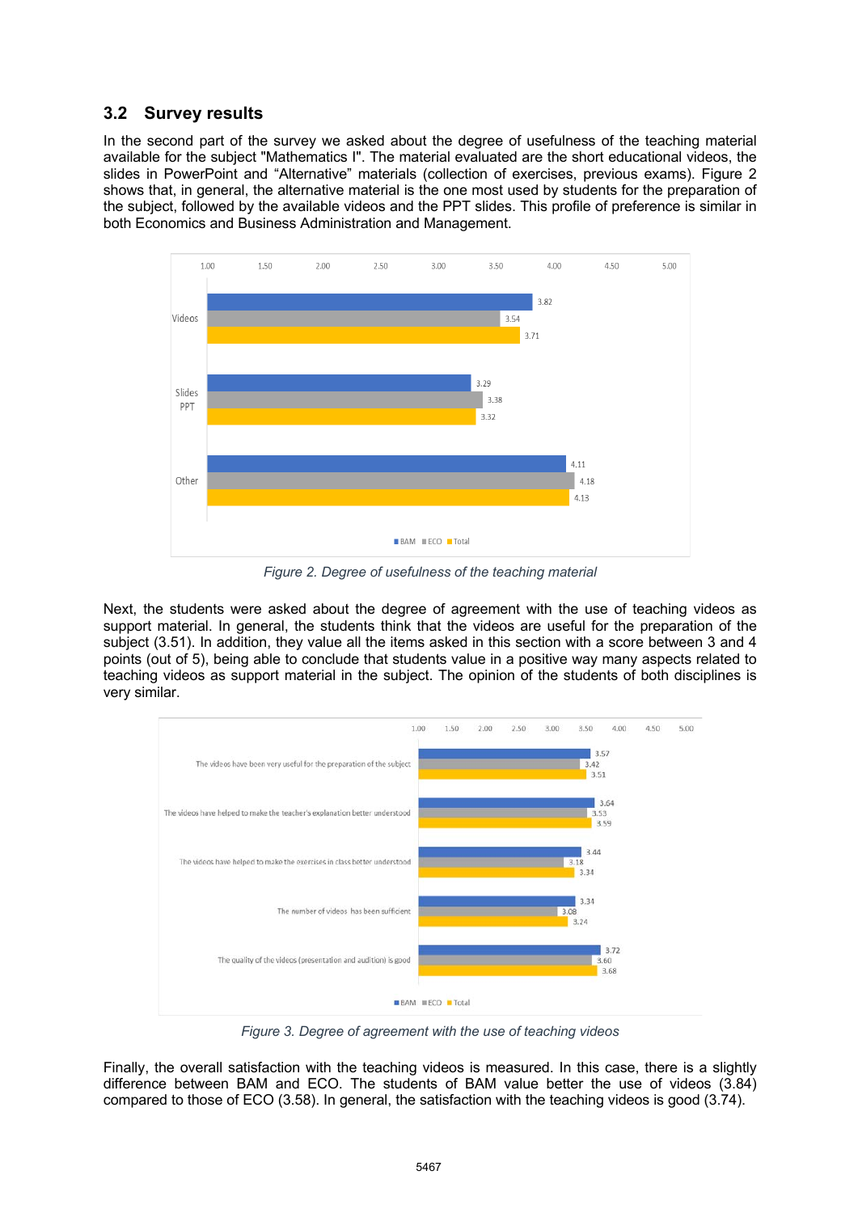## 3.2 Survey results

In the second part of the survey we asked about the degree of usefulness of the teaching material available for the subject "Mathematics I". The material evaluated are the short educational videos, the slides in PowerPoint and "Alternative" materials (collection of exercises, previous exams). Figure 2 shows that, in general, the alternative material is the one most used by students for the preparation of the subject, followed by the available videos and the PPT slides. This profile of preference is similar in both Economics and Business Administration and Management.

Figure 2. Degree of usefulness of the teaching material

Next, the students were asked about the degree of agreement with the use of teaching videos as support material. In general, the students think that the videos are useful for the preparation of the subject (3.51). In addition, they value all the items asked in this section with a score between 3 and 4 points (out of 5), being able to conclude that students value in a positive way many aspects related to teaching videos as support material in the subject. The opinion of the students of both disciplines is very similar.

Figure 3. Degree of agreement with the use of teaching videos

Finally, the overall satisfaction with the teaching videos is measured. In this case, there is a slightly difference between BAM and ECO. The students of BAM value better the use of videos (3.84) compared to those of ECO (3.58). In general, the satisfaction with the teaching videos is good (3.74).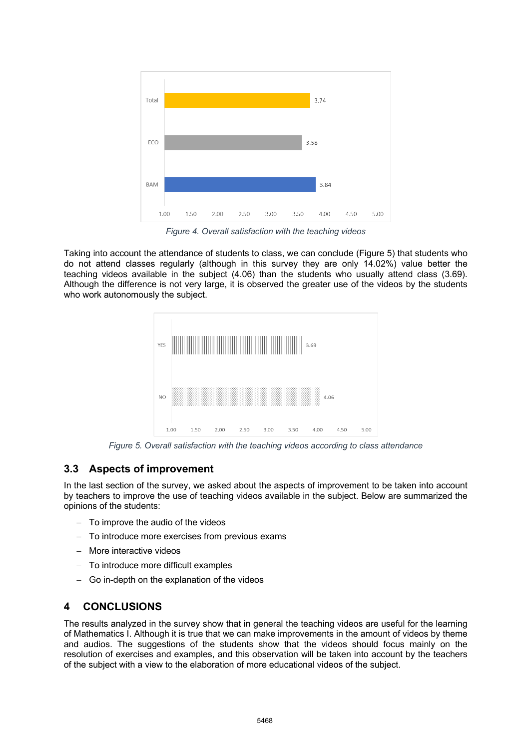Figure 4. Overall satisfaction with the teaching videos

Taking into account the attendance of students to class, we can conclude (Figure 5) that students who do not attend classes regularly (although in this survey they are only 14.02%) value better the teaching videos available in the subject (4.06) than the students who usually attend class (3.69). Although the difference is not very large, it is observed the greater use of the videos by the students who work autonomously the subject.

Figure 5. Overall satisfaction with the teaching videos according to class attendance

### 3.3 Aspects of improvement

In the last section of the survey, we asked about the aspects of improvement to be taken into account by teachers to improve the use of teaching videos available in the subject. Below are summarized the opinions of the students:

- To improve the audio of the videos
- To introduce more exercises from previous exams
- More interactive videos
- To introduce more difficult examples
- Go in-depth on the explanation of the videos

## 4 CONCLUSIONS

The results analyzed in the survey show that in general the teaching videos are useful for the learning of Mathematics I. Although it is true that we can make improvements in the amount of videos by theme and audios. The suggestions of the students show that the videos should focus mainly on the resolution of exercises and examples, and this observation will be taken into account by the teachers of the subject with a view to the elaboration of more educational videos of the subject.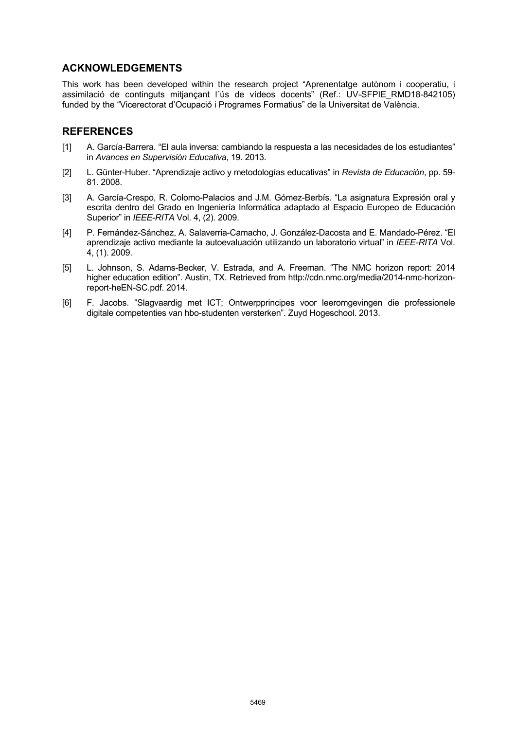## ACKNOWLEDGEMENTS

This work has been developed within the research project "Aprenentatge autònom i cooperatiu, i assimilació de continguts mitjançant l´ús de vídeos docents" (Ref.: UV-SFPIE_RMD18-842105) funded by the "Vicerectorat d'Ocupació i Programes Formatius" de la Universitat de València.

## REFERENCES

[1] A. García-Barrera. "El aula inversa: cambiando la respuesta a las necesidades de los estudiantes" in *Avances en Supervisión Educativa*, 19. 2013.

[2] L. Günter-Huber. "Aprendizaje activo y metodologías educativas" in *Revista de Educación*, pp. 59-81. 2008.

[3] A. García-Crespo, R. Colomo-Palacios and J.M. Gómez-Berbís. "La asignatura Expresión oral y escrita dentro del Grado en Ingeniería Informática adaptado al Espacio Europeo de Educación Superior" in *IEEE-RITA* Vol. 4, (2). 2009.

[4] P. Fernández-Sánchez, A. Salaverria-Camacho, J. González-Dacosta and E. Mandado-Pérez. "El aprendizaje activo mediante la autoevaluación utilizando un laboratorio virtual" in *IEEE-RITA* Vol. 4, (1). 2009.

[5] L. Johnson, S. Adams-Becker, V. Estrada, and A. Freeman. "The NMC horizon report: 2014 higher education edition". Austin, TX. Retrieved from http://cdn.nmc.org/media/2014-nmc-horizon-report-heEN-SC.pdf. 2014.

[6] F. Jacobs. "Slagvaardig met ICT; Ontwerpprincipes voor leeromgevingen die professionele digitale competenties van hbo-studenten versterken". Zuyd Hogeschool. 2013.